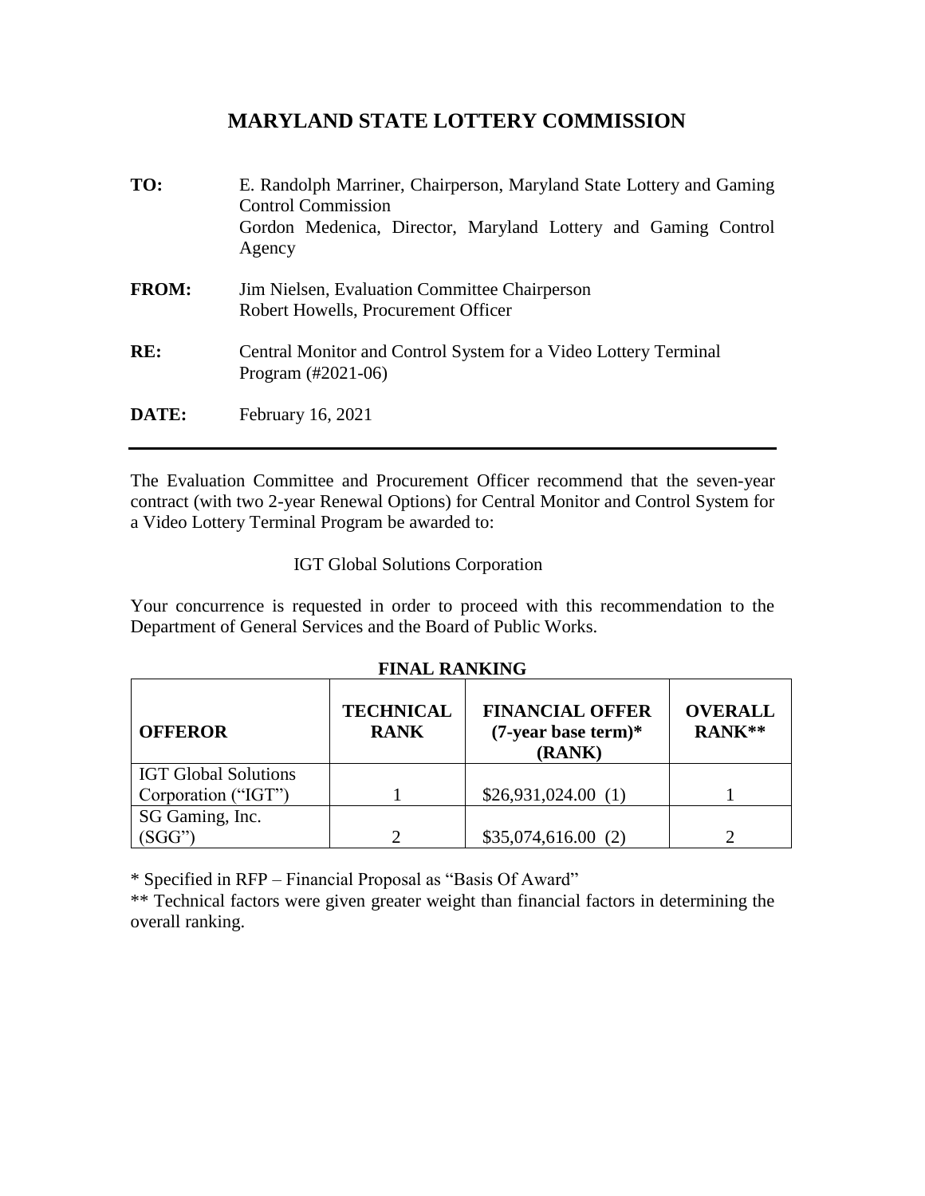# MARYLAND STATE LOTTERY COMMISSION

**TO:** E. Randolph Marriner, Chairperson, Maryland State Lottery and Gaming Control Commission
Gordon Medenica, Director, Maryland Lottery and Gaming Control Agency

**FROM:** Jim Nielsen, Evaluation Committee Chairperson
Robert Howells, Procurement Officer

**RE:** Central Monitor and Control System for a Video Lottery Terminal Program (#2021-06)

**DATE:** February 16, 2021

---

The Evaluation Committee and Procurement Officer recommend that the seven-year contract (with two 2-year Renewal Options) for Central Monitor and Control System for a Video Lottery Terminal Program be awarded to:

IGT Global Solutions Corporation

Your concurrence is requested in order to proceed with this recommendation to the Department of General Services and the Board of Public Works.

**FINAL RANKING**

| **OFFEROR** | **TECHNICAL RANK** | **FINANCIAL OFFER (7-year base term)* (RANK)** | **OVERALL RANK**** |
|---|---|---|---|
| IGT Global Solutions Corporation ("IGT") | 1 | $26,931,024.00 (1) | 1 |
| SG Gaming, Inc. (SGG") | 2 | $35,074,616.00 (2) | 2 |

* Specified in RFP – Financial Proposal as "Basis Of Award"

** Technical factors were given greater weight than financial factors in determining the overall ranking.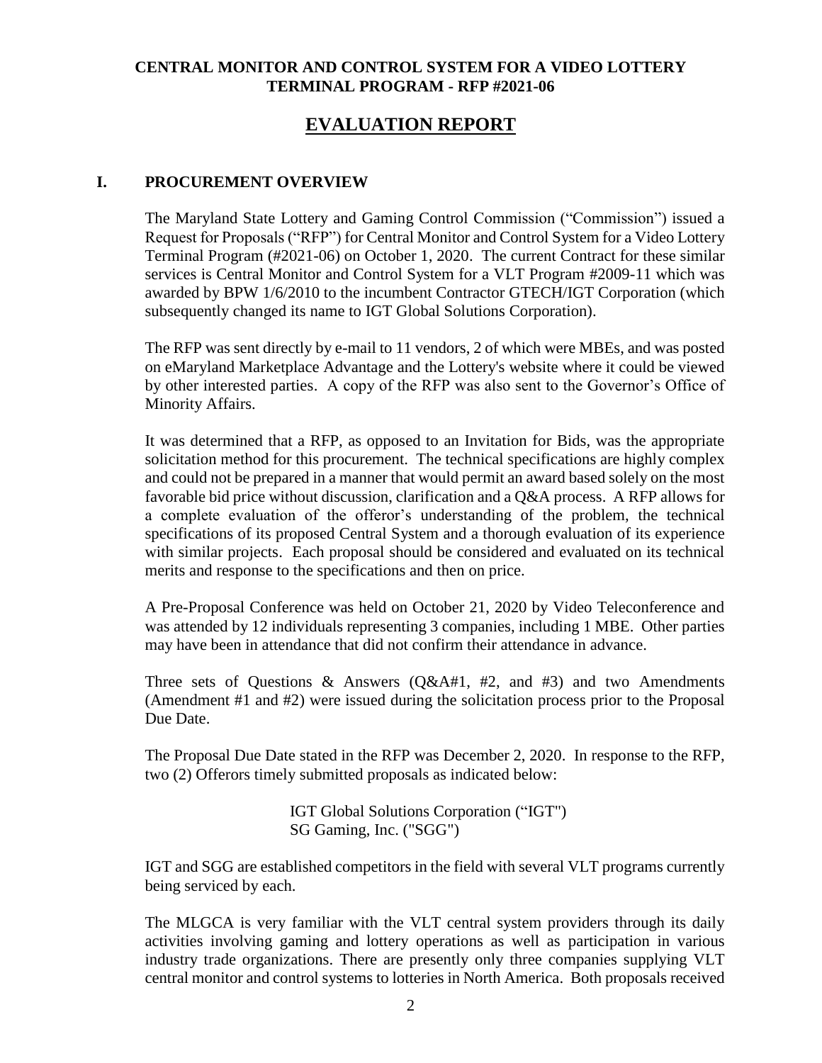**CENTRAL MONITOR AND CONTROL SYSTEM FOR A VIDEO LOTTERY TERMINAL PROGRAM - RFP #2021-06**

# EVALUATION REPORT

## I. PROCUREMENT OVERVIEW

The Maryland State Lottery and Gaming Control Commission ("Commission") issued a Request for Proposals ("RFP") for Central Monitor and Control System for a Video Lottery Terminal Program (#2021-06) on October 1, 2020. The current Contract for these similar services is Central Monitor and Control System for a VLT Program #2009-11 which was awarded by BPW 1/6/2010 to the incumbent Contractor GTECH/IGT Corporation (which subsequently changed its name to IGT Global Solutions Corporation).

The RFP was sent directly by e-mail to 11 vendors, 2 of which were MBEs, and was posted on eMaryland Marketplace Advantage and the Lottery's website where it could be viewed by other interested parties. A copy of the RFP was also sent to the Governor's Office of Minority Affairs.

It was determined that a RFP, as opposed to an Invitation for Bids, was the appropriate solicitation method for this procurement. The technical specifications are highly complex and could not be prepared in a manner that would permit an award based solely on the most favorable bid price without discussion, clarification and a Q&A process. A RFP allows for a complete evaluation of the offeror's understanding of the problem, the technical specifications of its proposed Central System and a thorough evaluation of its experience with similar projects. Each proposal should be considered and evaluated on its technical merits and response to the specifications and then on price.

A Pre-Proposal Conference was held on October 21, 2020 by Video Teleconference and was attended by 12 individuals representing 3 companies, including 1 MBE. Other parties may have been in attendance that did not confirm their attendance in advance.

Three sets of Questions & Answers (Q&A#1, #2, and #3) and two Amendments (Amendment #1 and #2) were issued during the solicitation process prior to the Proposal Due Date.

The Proposal Due Date stated in the RFP was December 2, 2020. In response to the RFP, two (2) Offerors timely submitted proposals as indicated below:

IGT Global Solutions Corporation ("IGT")
SG Gaming, Inc. ("SGG")

IGT and SGG are established competitors in the field with several VLT programs currently being serviced by each.

The MLGCA is very familiar with the VLT central system providers through its daily activities involving gaming and lottery operations as well as participation in various industry trade organizations. There are presently only three companies supplying VLT central monitor and control systems to lotteries in North America. Both proposals received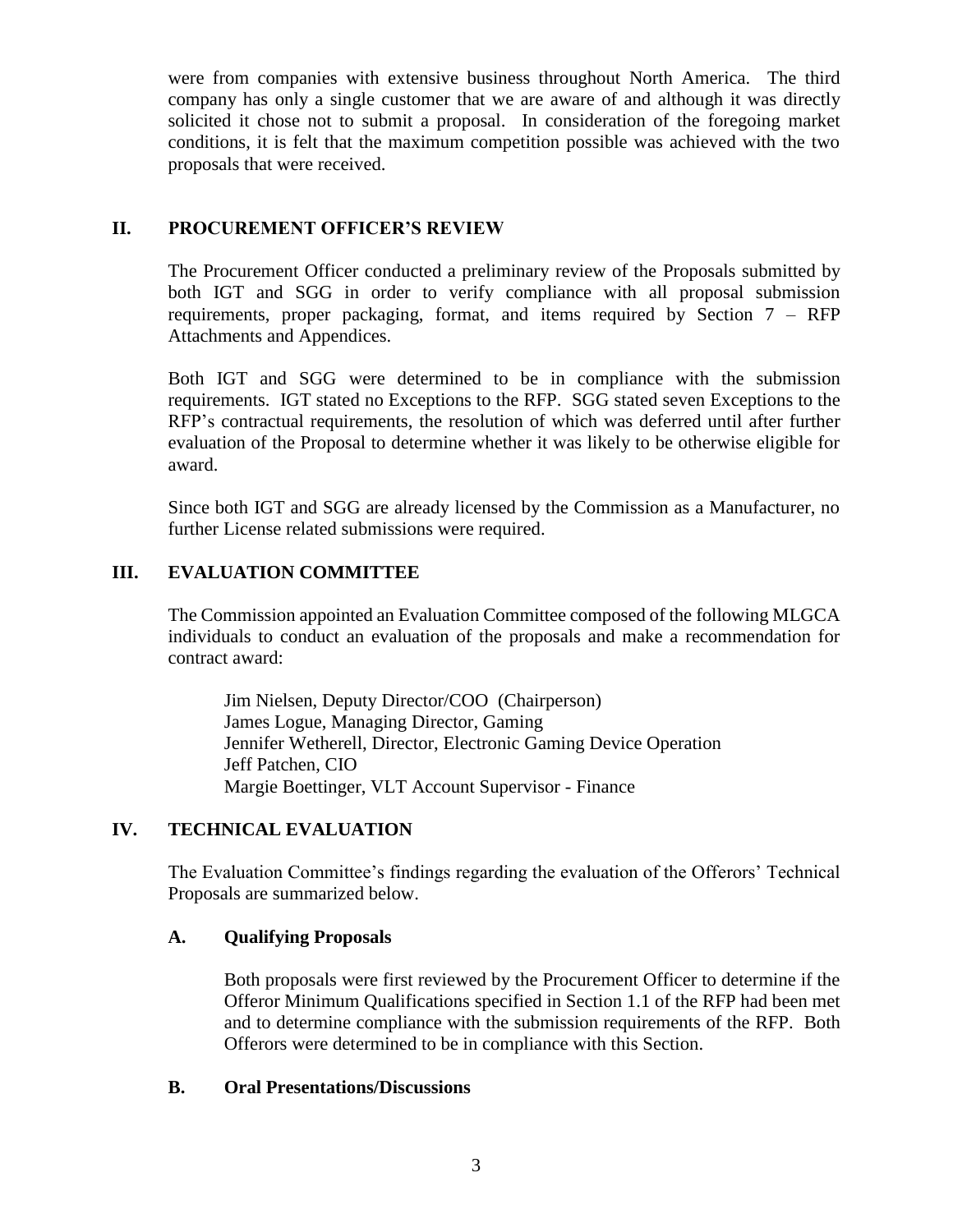were from companies with extensive business throughout North America. The third company has only a single customer that we are aware of and although it was directly solicited it chose not to submit a proposal. In consideration of the foregoing market conditions, it is felt that the maximum competition possible was achieved with the two proposals that were received.

## II. PROCUREMENT OFFICER'S REVIEW

The Procurement Officer conducted a preliminary review of the Proposals submitted by both IGT and SGG in order to verify compliance with all proposal submission requirements, proper packaging, format, and items required by Section 7 – RFP Attachments and Appendices.

Both IGT and SGG were determined to be in compliance with the submission requirements. IGT stated no Exceptions to the RFP. SGG stated seven Exceptions to the RFP's contractual requirements, the resolution of which was deferred until after further evaluation of the Proposal to determine whether it was likely to be otherwise eligible for award.

Since both IGT and SGG are already licensed by the Commission as a Manufacturer, no further License related submissions were required.

## III. EVALUATION COMMITTEE

The Commission appointed an Evaluation Committee composed of the following MLGCA individuals to conduct an evaluation of the proposals and make a recommendation for contract award:

Jim Nielsen, Deputy Director/COO (Chairperson)
James Logue, Managing Director, Gaming
Jennifer Wetherell, Director, Electronic Gaming Device Operation
Jeff Patchen, CIO
Margie Boettinger, VLT Account Supervisor - Finance

## IV. TECHNICAL EVALUATION

The Evaluation Committee's findings regarding the evaluation of the Offerors' Technical Proposals are summarized below.

### A. Qualifying Proposals

Both proposals were first reviewed by the Procurement Officer to determine if the Offeror Minimum Qualifications specified in Section 1.1 of the RFP had been met and to determine compliance with the submission requirements of the RFP. Both Offerors were determined to be in compliance with this Section.

### B. Oral Presentations/Discussions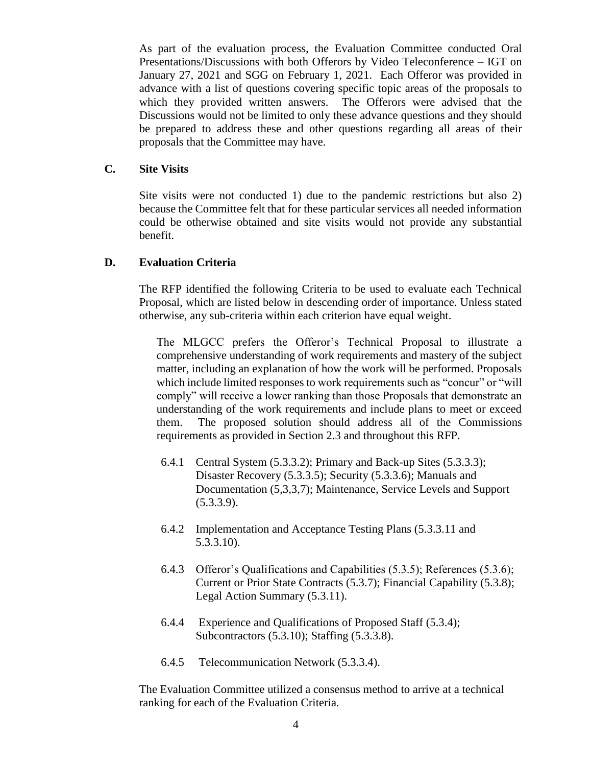As part of the evaluation process, the Evaluation Committee conducted Oral Presentations/Discussions with both Offerors by Video Teleconference – IGT on January 27, 2021 and SGG on February 1, 2021. Each Offeror was provided in advance with a list of questions covering specific topic areas of the proposals to which they provided written answers. The Offerors were advised that the Discussions would not be limited to only these advance questions and they should be prepared to address these and other questions regarding all areas of their proposals that the Committee may have.

### C. Site Visits

Site visits were not conducted 1) due to the pandemic restrictions but also 2) because the Committee felt that for these particular services all needed information could be otherwise obtained and site visits would not provide any substantial benefit.

### D. Evaluation Criteria

The RFP identified the following Criteria to be used to evaluate each Technical Proposal, which are listed below in descending order of importance. Unless stated otherwise, any sub-criteria within each criterion have equal weight.

> The MLGCC prefers the Offeror's Technical Proposal to illustrate a comprehensive understanding of work requirements and mastery of the subject matter, including an explanation of how the work will be performed. Proposals which include limited responses to work requirements such as "concur" or "will comply" will receive a lower ranking than those Proposals that demonstrate an understanding of the work requirements and include plans to meet or exceed them. The proposed solution should address all of the Commissions requirements as provided in Section 2.3 and throughout this RFP.
>
> 6.4.1 Central System (5.3.3.2); Primary and Back-up Sites (5.3.3.3); Disaster Recovery (5.3.3.5); Security (5.3.3.6); Manuals and Documentation (5,3,3,7); Maintenance, Service Levels and Support (5.3.3.9).
>
> 6.4.2 Implementation and Acceptance Testing Plans (5.3.3.11 and 5.3.3.10).
>
> 6.4.3 Offeror's Qualifications and Capabilities (5.3.5); References (5.3.6); Current or Prior State Contracts (5.3.7); Financial Capability (5.3.8); Legal Action Summary (5.3.11).
>
> 6.4.4 Experience and Qualifications of Proposed Staff (5.3.4); Subcontractors (5.3.10); Staffing (5.3.3.8).
>
> 6.4.5 Telecommunication Network (5.3.3.4).

The Evaluation Committee utilized a consensus method to arrive at a technical ranking for each of the Evaluation Criteria.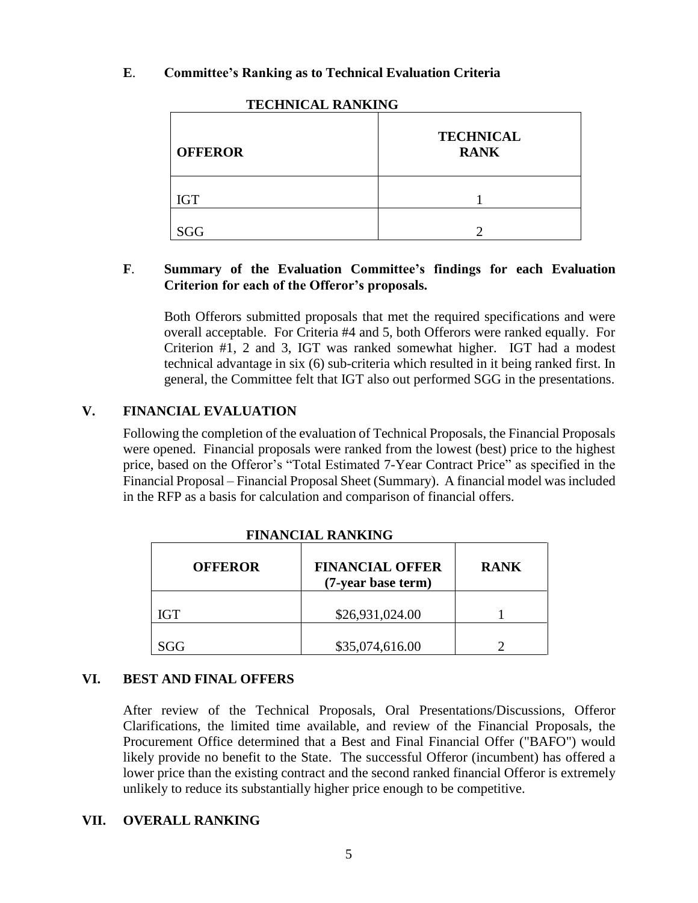**E**. **Committee's Ranking as to Technical Evaluation Criteria**

**TECHNICAL RANKING**

| **OFFEROR** | **TECHNICAL RANK** |
|---|---|
| IGT | 1 |
| SGG | 2 |

**F**. **Summary of the Evaluation Committee's findings for each Evaluation Criterion for each of the Offeror's proposals.**

Both Offerors submitted proposals that met the required specifications and were overall acceptable. For Criteria #4 and 5, both Offerors were ranked equally. For Criterion #1, 2 and 3, IGT was ranked somewhat higher. IGT had a modest technical advantage in six (6) sub-criteria which resulted in it being ranked first. In general, the Committee felt that IGT also out performed SGG in the presentations.

## V. FINANCIAL EVALUATION

Following the completion of the evaluation of Technical Proposals, the Financial Proposals were opened. Financial proposals were ranked from the lowest (best) price to the highest price, based on the Offeror's "Total Estimated 7-Year Contract Price" as specified in the Financial Proposal – Financial Proposal Sheet (Summary). A financial model was included in the RFP as a basis for calculation and comparison of financial offers.

**FINANCIAL RANKING**

| **OFFEROR** | **FINANCIAL OFFER (7-year base term)** | **RANK** |
|---|---|---|
| IGT | $26,931,024.00 | 1 |
| SGG | $35,074,616.00 | 2 |

## VI. BEST AND FINAL OFFERS

After review of the Technical Proposals, Oral Presentations/Discussions, Offeror Clarifications, the limited time available, and review of the Financial Proposals, the Procurement Office determined that a Best and Final Financial Offer ("BAFO") would likely provide no benefit to the State. The successful Offeror (incumbent) has offered a lower price than the existing contract and the second ranked financial Offeror is extremely unlikely to reduce its substantially higher price enough to be competitive.

## VII. OVERALL RANKING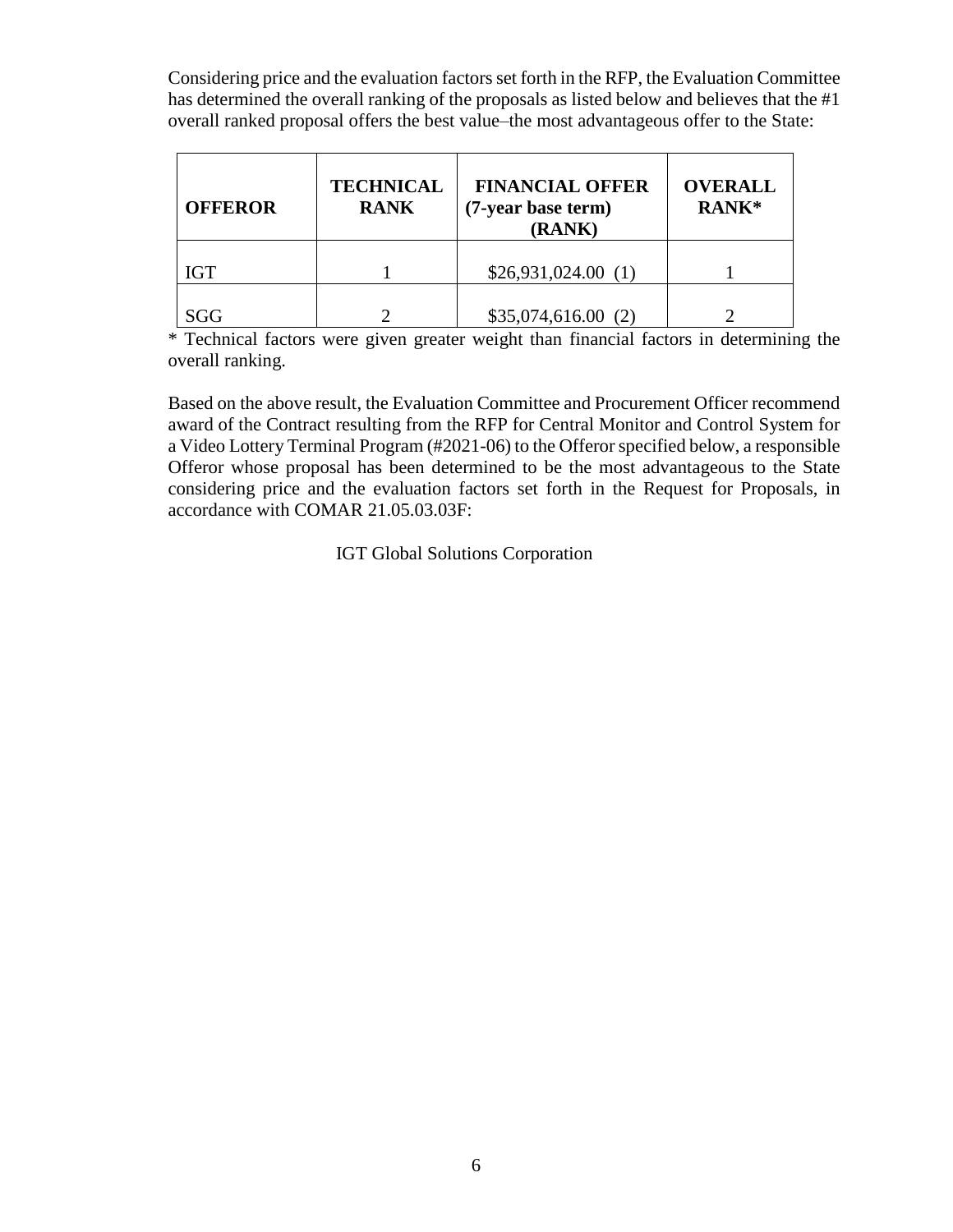Considering price and the evaluation factors set forth in the RFP, the Evaluation Committee has determined the overall ranking of the proposals as listed below and believes that the #1 overall ranked proposal offers the best value–the most advantageous offer to the State:

| OFFEROR | TECHNICAL RANK | FINANCIAL OFFER (7-year base term) (RANK) | OVERALL RANK* |
|---|---|---|---|
| IGT | 1 | $26,931,024.00 (1) | 1 |
| SGG | 2 | $35,074,616.00 (2) | 2 |

* Technical factors were given greater weight than financial factors in determining the overall ranking.

Based on the above result, the Evaluation Committee and Procurement Officer recommend award of the Contract resulting from the RFP for Central Monitor and Control System for a Video Lottery Terminal Program (#2021-06) to the Offeror specified below, a responsible Offeror whose proposal has been determined to be the most advantageous to the State considering price and the evaluation factors set forth in the Request for Proposals, in accordance with COMAR 21.05.03.03F:

IGT Global Solutions Corporation